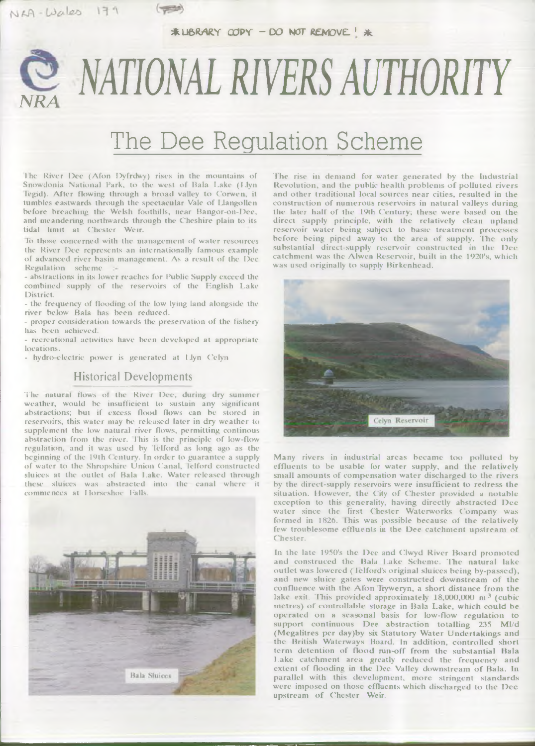NRA-Wales 179

*LIBRARY COPY – DO NOT REMOVE! *

# NATIONAL RIVERS AUTHORITY

NRA

## The Dee Regulation Scheme

The River Dee (Afon Dyfrdwy) rises in the mountains of Snowdonia National Park, to the west of Bala Lake (Llyn Tegid). After flowing through a broad valley to Corwen, it tumbles eastwards through the spectacular Vale of Llangollen before breaching the Welsh foothills, near Bangor-on-Dee, and meandering northwards through the Cheshire plain to its tidal limit at Chester Weir.

To those concerned with the management of water resources the River Dee represents an internationally famous example of advanced river basin management. As a result of the Dee Regulation scheme :-

- abstractions in its lower reaches for Public Supply exceed the combined supply of the reservoirs of the English Lake District.
- the frequency of flooding of the low lying land alongside the river below Bala has been reduced.
- proper consideration towards the preservation of the fishery has been achieved.
- recreational activities have been developed at appropriate locations.
- hydro-electric power is generated at Llyn Celyn

### Historical Developments

The natural flows of the River Dee, during dry summer weather, would be insufficient to sustain any significant abstractions; but if excess flood flows can be stored in reservoirs, this water may be released later in dry weather to supplement the low natural river flows, permitting continous abstraction from the river. This is the principle of low-flow regulation, and it was used by Telford as long ago as the beginning of the 19th Century. In order to guarantee a supply of water to the Shropshire Union Canal, Telford constructed sluices at the outlet of Bala Lake. Water released through these sluices was abstracted into the canal where it commences at Horseshoe Falls.

Bala Sluices

The rise in demand for water generated by the Industrial Revolution, and the public health problems of polluted rivers and other traditional local sources near cities, resulted in the construction of numerous reservoirs in natural valleys during the later half of the 19th Century; these were based on the direct supply principle, with the relatively clean upland reservoir water being subject to basic treatment processes before being piped away to the area of supply. The only substantial direct-supply reservoir constructed in the Dee catchment was the Alwen Reservoir, built in the 1920's, which was used originally to supply Birkenhead.

Celyn Reservoir

Many rivers in industrial areas became too polluted by effluents to be usable for water supply, and the relatively small amounts of compensation water discharged to the rivers by the direct-supply reservoirs were insufficient to redress the situation. However, the City of Chester provided a notable exception to this generality, having directly abstracted Dee water since the first Chester Waterworks Company was formed in 1826. This was possible because of the relatively few troublesome effluents in the Dee catchment upstream of Chester.

In the late 1950's the Dee and Clwyd River Board promoted and construced the Bala Lake Scheme. The natural lake outlet was lowered (Telford's original sluices being by-passed), and new sluice gates were constructed downstream of the confluence with the Afon Tryweryn, a short distance from the lake exit. This provided approximately 18,000,000 $m^3$ (cubic metres) of controllable storage in Bala Lake, which could be operated on a seasonal basis for low-flow regulation to support continuous Dee abstraction totalling 235 Ml/d (Megalitres per day)by six Statutory Water Undertakings and the British Waterways Board. In addition, controlled short term detention of flood run-off from the substantial Bala Lake catchment area greatly reduced the frequency and extent of flooding in the Dee Valley downstream of Bala. In parallel with this development, more stringent standards were imposed on those effluents which discharged to the Dee upstream of Chester Weir.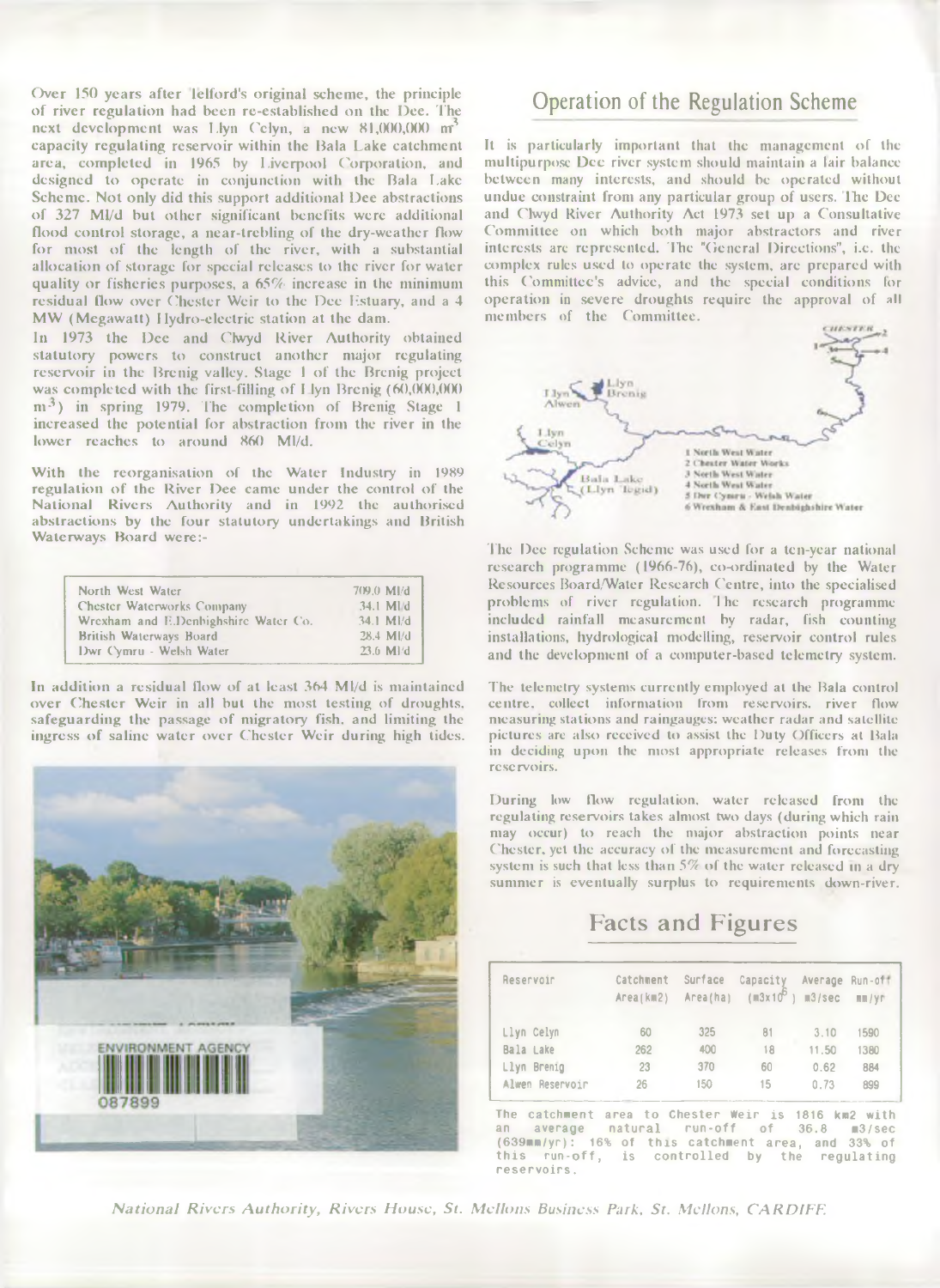Over 150 years after Telford's original scheme, the principle of river regulation had been re-established on the Dee. The next development was Llyn Celyn, a new 81,000,000 $m^3$ capacity regulating reservoir within the Bala Lake catchment area, completed in 1965 by Liverpool Corporation, and designed to operate in conjunction with the Bala Lake Scheme. Not only did this support additional Dee abstractions of 327 Ml/d but other significant benefits were additional flood control storage, a near-trebling of the dry-weather flow for most of the length of the river, with a substantial allocation of storage for special releases to the river for water quality or fisheries purposes, a 65% increase in the minimum residual flow over Chester Weir to the Dee Estuary, and a 4 MW (Megawatt) Hydro-electric station at the dam.

In 1973 the Dee and Clwyd River Authority obtained statutory powers to construct another major regulating reservoir in the Brenig valley. Stage 1 of the Brenig project was completed with the first-filling of Llyn Brenig (60,000,000 $m^3$) in spring 1979. The completion of Brenig Stage 1 increased the potential for abstraction from the river in the lower reaches to around 860 Ml/d.

With the reorganisation of the Water Industry in 1989 regulation of the River Dee came under the control of the National Rivers Authority and in 1992 the authorised abstractions by the four statutory undertakings and British Waterways Board were:-

| | |
|---|---|
| North West Water | 709.0 Ml/d |
| Chester Waterworks Company | 34.1 Ml/d |
| Wrexham and E.Denbighshire Water Co. | 34.1 Ml/d |
| British Waterways Board | 28.4 Ml/d |
| Dwr Cymru - Welsh Water | 23.6 Ml/d |

In addition a residual flow of at least 364 Ml/d is maintained over Chester Weir in all but the most testing of droughts, safeguarding the passage of migratory fish, and limiting the ingress of saline water over Chester Weir during high tides.

## Operation of the Regulation Scheme

It is particularly important that the management of the multipurpose Dee river system should maintain a fair balance between many interests, and should be operated without undue constraint from any particular group of users. The Dee and Clwyd River Authority Act 1973 set up a Consultative Committee on which both major abstractors and river interests are represented. The "General Directions", i.e. the complex rules used to operate the system, are prepared with this Committee's advice, and the special conditions for operation in severe droughts require the approval of all members of the Committee.

1 North West Water
2 Chester Water Works
3 North West Water
4 North West Water
5 Dwr Cymru - Welsh Water
6 Wrexham & East Denbighshire Water

The Dee regulation Scheme was used for a ten-year national research programme (1966-76), co-ordinated by the Water Resources Board/Water Research Centre, into the specialised problems of river regulation. The research programme included rainfall measurement by radar, fish counting installations, hydrological modelling, reservoir control rules and the development of a computer-based telemetry system.

The telemetry systems currently employed at the Bala control centre, collect information from reservoirs, river flow measuring stations and raingauges; weather radar and satellite pictures are also received to assist the Duty Officers at Bala in deciding upon the most appropriate releases from the reservoirs.

During low flow regulation, water released from the regulating reservoirs takes almost two days (during which rain may occur) to reach the major abstraction points near Chester, yet the accuracy of the measurement and forecasting system is such that less than 5% of the water released in a dry summer is eventually surplus to requirements down-river.

## Facts and Figures

| Reservoir | Catchment Area(km2) | Surface Area(ha) | Capacity ($m^3 x 10^6$) | Average m3/sec | Run-off mm/yr |
|---|---|---|---|---|---|
| Llyn Celyn | 60 | 325 | 81 | 3.10 | 1590 |
| Bala Lake | 262 | 400 | 18 | 11.50 | 1380 |
| Llyn Brenig | 23 | 370 | 60 | 0.62 | 884 |
| Alwen Reservoir | 26 | 150 | 15 | 0.73 | 899 |

The catchment area to Chester Weir is 1816 km2 with an average natural run-off of 36.8 m3/sec (639mm/yr): 16% of this catchment area, and 33% of this run-off, is controlled by the regulating reservoirs.

*National Rivers Authority, Rivers House, St. Mellons Business Park, St. Mellons, CARDIFF.*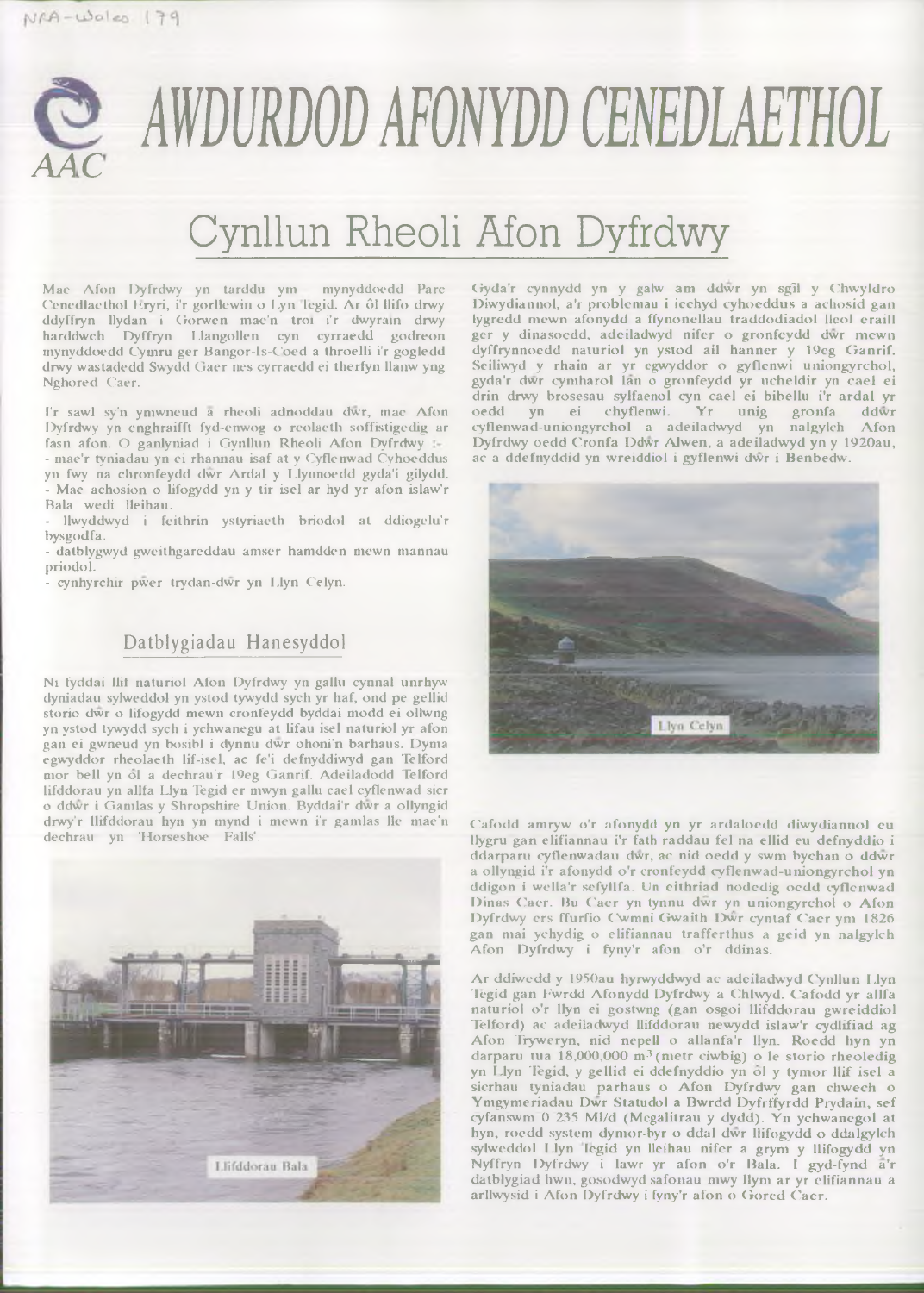# AWDURDOD AFONYDD CENEDLAETHOL

AAC

## Cynllun Rheoli Afon Dyfrdwy

Mae Afon Dyfrdwy yn tarddu ym mynyddoedd Parc Cenedlaethol Eryri, i'r gorllewin o Lyn Tegid. Ar ôl llifo drwy ddyffryn llydan i Gorwen mae'n troi i'r dwyrain drwy harddwch Dyffryn Llangollen cyn cyrraedd godreon mynyddoedd Cymru ger Bangor-Is-Coed a throelli i'r gogledd drwy wastadedd Swydd Gaer nes cyrraedd ei therfyn llanw yng Nghored Caer.

I'r sawl sy'n ymwneud â rheoli adnoddau dŵr, mae Afon Dyfrdwy yn enghraifft fyd-enwog o reolaeth soffistigedig ar fasn afon. O ganlyniad i Gynllun Rheoli Afon Dyfrdwy :-

- mae'r tyniadau yn ei rhannau isaf at y Cyflenwad Cyhoeddus yn fwy na chronfeydd dŵr Ardal y Llynnoedd gyda'i gilydd.
- Mae achosion o lifogydd yn y tir isel ar hyd yr afon islaw'r Bala wedi lleihau.
- llwyddwyd i feithrin ystyriaeth briodol at ddiogelu'r bysgodfa.
- datblygwyd gweithgareddau amser hamdden mewn mannau priodol.
- cynhyrchir pŵer trydan-dŵr yn Llyn Celyn.

### Datblygiadau Hanesyddol

Ni fyddai llif naturiol Afon Dyfrdwy yn gallu cynnal unrhyw dyniadau sylweddol yn ystod tywydd sych yr haf, ond pe gellid storio dŵr o lifogydd mewn cronfeydd byddai modd ei ollwng yn ystod tywydd sych i ychwanegu at lifau isel naturiol yr afon gan ei gwneud yn bosibl i dynnu dŵr ohoni'n barhaus. Dyma egwyddor rheolaeth lif-isel, ac fe'i defnyddiwyd gan Telford mor bell yn ôl a dechrau'r 19eg Ganrif. Adeiladodd Telford lifddorau yn allfa Llyn Tegid er mwyn gallu cael cyflenwad sicr o ddŵr i Gamlas y Shropshire Union. Byddai'r dŵr a ollyngid drwy'r llifddorau hyn yn mynd i mewn i'r gamlas lle mae'n dechrau yn 'Horseshoe Falls'.

Llifddorau Bala

Gyda'r cynnydd yn y galw am ddŵr yn sgîl y Chwyldro Diwydiannol, a'r problemau i iechyd cyhoeddus a achosid gan lygredd mewn afonydd a ffynonellau traddodiadol lleol eraill ger y dinasoedd, adeiladwyd nifer o gronfeydd dŵr mewn dyffrynnoedd naturiol yn ystod ail hanner y 19eg Ganrif. Seiliwyd y rhain ar yr egwyddor o gyflenwi uniongyrchol, gyda'r dŵr cymharol lân o gronfeydd yr ucheldir yn cael ei drin drwy brosesau sylfaenol cyn cael ei bibellu i'r ardal yr oedd yn ei chyflenwi. Yr unig gronfa ddŵr cyflenwad-uniongyrchol a adeiladwyd yn nalgylch Afon Dyfrdwy oedd Cronfa Ddŵr Alwen, a adeiladwyd yn y 1920au, ac a ddefnyddid yn wreiddiol i gyflenwi dŵr i Benbedw.

Llyn Celyn

Cafodd amryw o'r afonydd yn yr ardaloedd diwydiannol eu llygru gan elifiannau i'r fath raddau fel na ellid eu defnyddio i ddarparu cyflenwadau dŵr, ac nid oedd y swm bychan o ddŵr a ollyngid i'r afonydd o'r cronfeydd cyflenwad-uniongyrchol yn ddigon i wella'r sefyllfa. Un eithriad nodedig oedd cyflenwad Dinas Caer. Bu Caer yn tynnu dŵr yn uniongyrchol o Afon Dyfrdwy ers ffurfio Cwmni Gwaith Dŵr cyntaf Caer ym 1826 gan mai ychydig o elifiannau trafferthus a geid yn nalgylch Afon Dyfrdwy i fyny'r afon o'r ddinas.

Ar ddiwedd y 1950au hyrwyddwyd ac adeiladwyd Cynllun Llyn Tegid gan Fwrdd Afonydd Dyfrdwy a Chlwyd. Cafodd yr allfa naturiol o'r llyn ei gostwng (gan osgoi llifddorau gwreiddiol Telford) ac adeiladwyd llifddorau newydd islaw'r cydlifiad ag Afon Tryweryn, nid nepell o allanfa'r llyn. Roedd hyn yn darparu tua 18,000,000 $m^3$ (metr ciwbig) o le storio rheoledig yn Llyn Tegid, y gellid ei ddefnyddio yn ôl y tymor llif isel a sicrhau tyniadau parhaus o Afon Dyfrdwy gan chwech o Ymgymeriadau Dŵr Statudol a Bwrdd Dyfrffyrdd Prydain, sef cyfanswm 0 235 Ml/d (Megalitrau y dydd). Yn ychwanegol at hyn, roedd system dymor-byr o ddal dŵr llifogydd o ddalgylch sylweddol Llyn Tegid yn lleihau nifer a grym y llifogydd yn Nyffryn Dyfrdwy i lawr yr afon o'r Bala. I gyd-fynd â'r datblygiad hwn, gosodwyd safonau mwy llym ar yr elifiannau a arllwysid i Afon Dyfrdwy i fyny'r afon o Gored Caer.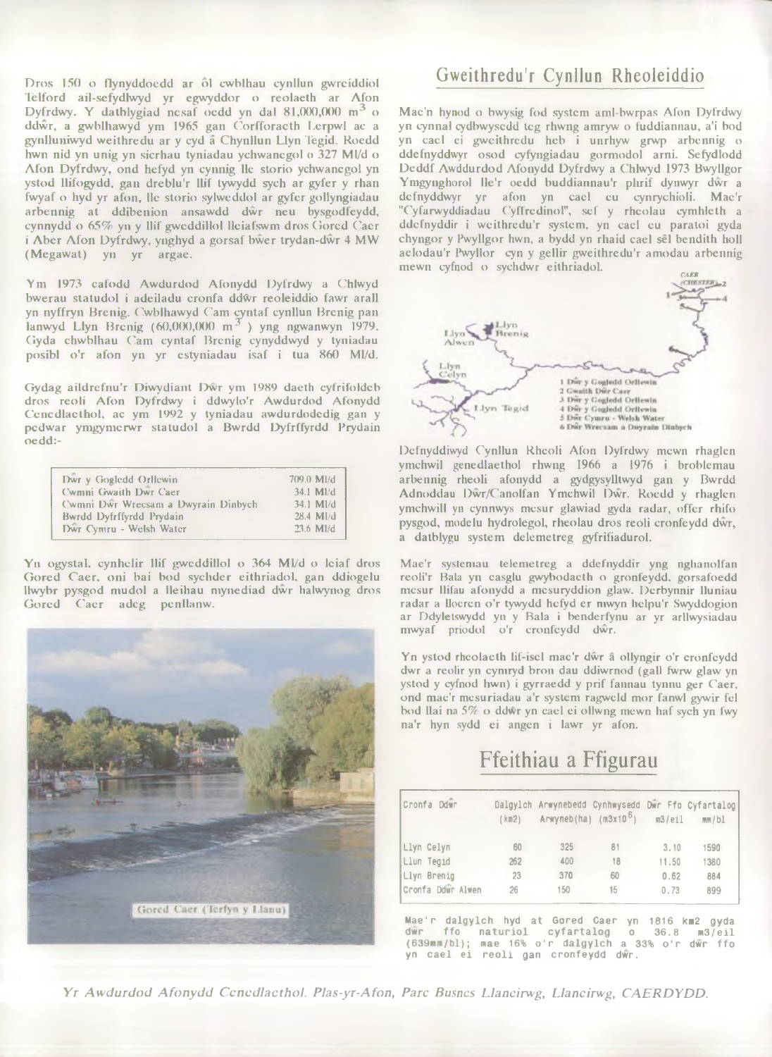Dros 150 o flynyddoedd ar ôl cwblhau cynllun gwreiddiol Telford ail-sefydlwyd yr egwyddor o reolaeth ar Afon Dyfrdwy. Y dathlygiad nesaf oedd yn dal 81,000,000 $m^3$ o ddŵr, a gwblhawyd ym 1965 gan Gorfforaeth Lerpwl ac a gynlluniwyd weithredu ar y cyd â Chynllun Llyn Tegid. Roedd hwn nid yn unig yn sicrhau tyniadau ychwanegol o 327 Ml/d o Afon Dyfrdwy, ond hefyd yn cynnig lle storio ychwanegol yn ystod llifogydd, gan dreblu'r llif tywydd sych ar gyfer y rhan fwyaf o hyd yr afon, lle storio sylweddol ar gyfer gollyngiadau arbennig at ddibenion ansawdd dŵr neu bysgodfeydd, cynnydd o 65% yn y llif gweddillol lleiafswm dros Gored Caer i Aber Afon Dyfrdwy, ynghyd a gorsaf bŵer trydan-dŵr 4 MW (Megawat) yn yr argae.

Ym 1973 cafodd Awdurdod Afonydd Dyfrdwy a Chlwyd bwerau statudol i adeiladu cronfa ddŵr reoleiddio fawr arall yn nyffryn Brenig. Cwblhawyd Cam cyntaf cynllun Brenig pan lanwyd Llyn Brenig (60,000,000 $m^3$) yng ngwanwyn 1979. Gyda chwblhau Cam cyntaf Brenig cynyddwyd y tyniadau posibl o'r afon yn yr estyniadau isaf i tua 860 Ml/d.

Gydag aildrefnu'r Diwydiant Dŵr ym 1989 daeth cyfrifoldeb dros reoli Afon Dyfrdwy i ddwylo'r Awdurdod Afonydd Cenedlaethol, ac ym 1992 y tyniadau awdurdodedig gan y pedwar ymgymerwr statudol a Bwrdd Dyfrffyrdd Prydain oedd:-

| | |
|---|---|
| Dŵr y Gogledd Orllewin | 709.0 Ml/d |
| Cwmni Gwaith Dŵr Caer | 34.1 Ml/d |
| Cwmni Dŵr Wrecsam a Dwyrain Dinbych | 34.1 Ml/d |
| Bwrdd Dyfrffyrdd Prydain | 28.4 Ml/d |
| Dŵr Cymru - Welsh Water | 23.6 Ml/d |

Yn ogystal, cynhelir llif gweddillol o 364 Ml/d o leiaf dros Gored Caer, oni bai bod sychder eithriadol, gan ddiogelu llwybr pysgod mudol a lleihau mynediad dŵr halwynog dros Gored Caer adeg penllanw.

Gored Caer (Terfyn y Llanw)

## Gweithredu'r Cynllun Rheoleiddio

Mae'n hynod o bwysig fod system aml-bwrpas Afon Dyfrdwy yn cynnal cydbwysedd teg rhwng amryw o fuddiannau, a'i bod yn cael ei gweithredu heb i unrhyw grwp arbennig o ddefnyddwyr osod cyfyngiadau gormodol arni. Sefydlodd Deddf Awdurdod Afonydd Dyfrdwy a Chlwyd 1973 Bwyllgor Ymgynghorol lle'r oedd buddiannau'r phrif dynwyr dŵr a defnyddwyr yr afon yn cael eu cynrychioli. Mae'r "Cyfarwyddiadau Cyffredinol", sef y rheolau cymhleth a ddefnyddir i weithredu'r system, yn cael eu paratoi gyda chyngor y Pwyllgor hwn, a bydd yn rhaid cael sêl bendith holl aelodau'r Pwyllor cyn y gellir gweithredu'r amodau arbennig mewn cyfnod o sychdwr eithriadol.

CAER (CHESTER)
Llyn Alwen
Llyn Brenig
Llyn Celyn
Llyn Tegid
1 Dŵr y Gogledd Orllewin
2 Gwaith Dŵr Caer
3 Dŵr y Gogledd Orllewin
4 Dŵr y Gogledd Orllewin
5 Dŵr Cymru - Welsh Water
6 Dŵr Wrecsam a Dwyrain Dinbych

Defnyddiwyd Cynllun Rheoli Afon Dyfrdwy mewn rhaglen ymchwil genedlaethol rhwng 1966 a 1976 i broblemau arbennig rheoli afonydd a gydgysylltwyd gan y Bwrdd Adnoddau Dŵr/Canolfan Ymchwil Dŵr. Roedd y rhaglen ymchwill yn cynnwys mesur glawiad gyda radar, offer rhifo pysgod, modelu hydrolegol, rheolau dros reoli cronfeydd dŵr, a datblygu system delemetreg gyfrifiadurol.

Mae'r systemau telemetreg a ddefnyddir yng nghanolfan reoli'r Bala yn casglu gwybodaeth o gronfeydd, gorsafoedd mesur llifau afonydd a mesuryddion glaw. Derbynnir lluniau radar a lloeren o'r tywydd hefyd er mwyn helpu'r Swyddogion ar Ddyletswydd yn y Bala i benderfynu ar yr arllwysiadau mwyaf priodol o'r cronfeydd dŵr.

Yn ystod rheolaeth lif-isel mae'r dŵr â ollyngir o'r cronfeydd dwr a reolir yn cymryd bron dau ddiwrnod (gall fwrw glaw yn ystod y cyfnod hwn) i gyrraedd y prif fannau tynnu ger Caer, ond mae'r mesuriadau a'r systemau ragweld mor fanwl gywir fel bod llai na 5% o ddŵr yn cael ei ollwng mewn haf sych yn fwy na'r hyn sydd ei angen i lawr yr afon.

## Ffeithiau a Ffigurau

| Cronfa Ddŵr | Dalgylch (km2) | Arwynebedd Arwyneb(ha) | Cynhwysedd ($m3x10^6$) | Dŵr Ffo m3/eil | Cyfartalog mm/bl |
|---|---|---|---|---|---|
| Llyn Celyn | 60 | 325 | 81 | 3.10 | 1590 |
| Llun Tegid | 262 | 400 | 18 | 11.50 | 1380 |
| Llyn Brenig | 23 | 370 | 60 | 0.62 | 884 |
| Cronfa Ddŵr Alwen | 26 | 150 | 15 | 0.73 | 899 |

Mae'r dalgylch hyd at Gored Caer yn 1816 km2 gyda dŵr ffo naturiol cyfartalog o 36.8 m3/eil (639mm/bl); mae 16% o'r dalgylch a 33% o'r dŵr ffo yn cael ei reoli gan cronfeydd dŵr.

*Yr Awdurdod Afonydd Cenedlaethol. Plas-yr-Afon, Parc Busnes Llaneirwg, Llaneirwg, CAERDYDD.*